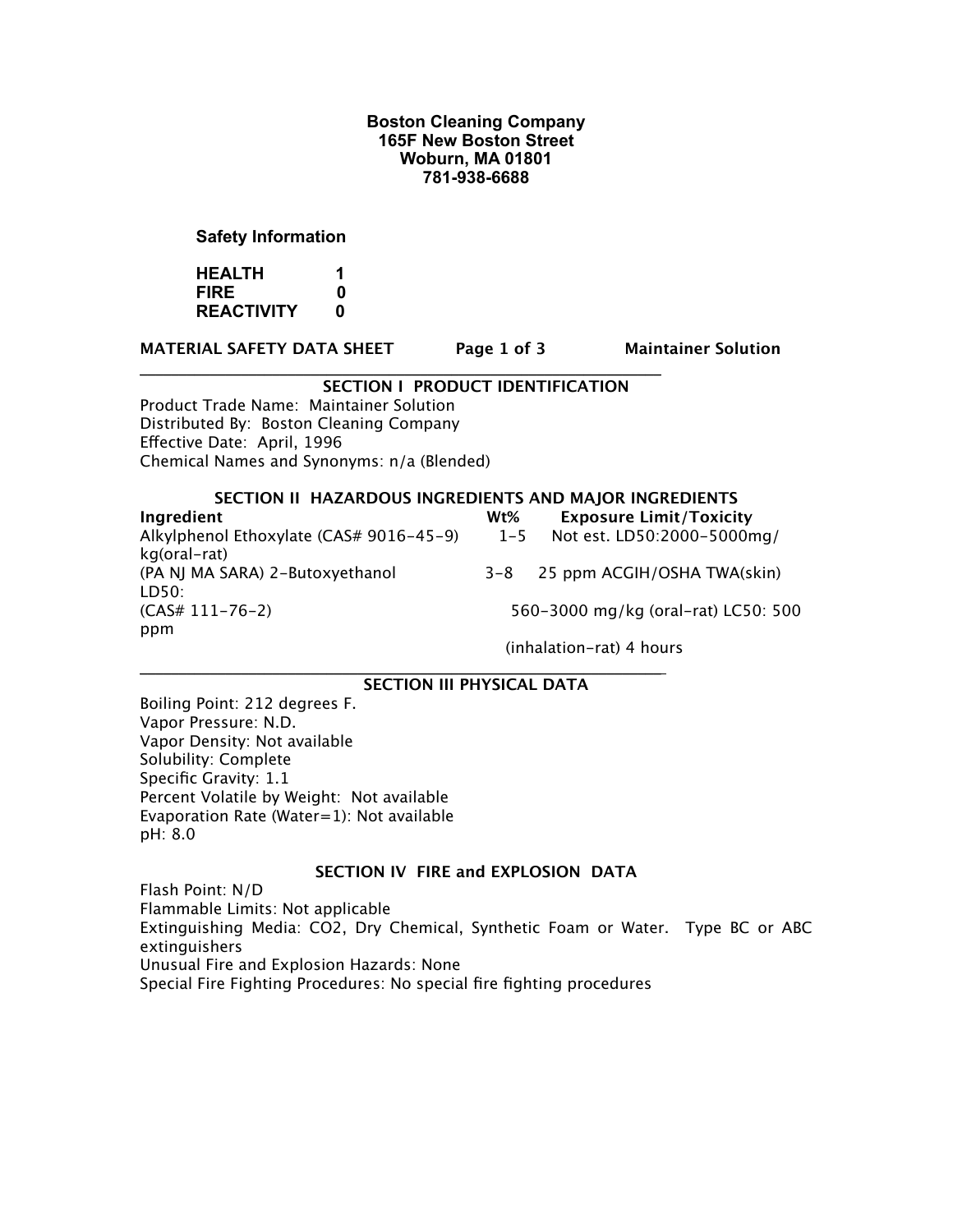**Boston Cleaning Company**
**165F New Boston Street**
**Woburn, MA 01801**
**781-938-6688**

**Safety Information**

| | |
|---|---|
| **HEALTH** | **1** |
| **FIRE** | **0** |
| **REACTIVITY** | **0** |

**MATERIAL SAFETY DATA SHEET** **Maintainer Solution**

## SECTION I PRODUCT IDENTIFICATION

Product Trade Name: Maintainer Solution
Distributed By: Boston Cleaning Company
Effective Date: April, 1996
Chemical Names and Synonyms: n/a (Blended)

## SECTION II HAZARDOUS INGREDIENTS AND MAJOR INGREDIENTS

| Ingredient | Wt% | Exposure Limit/Toxicity |
|---|---|---|
| Alkylphenol Ethoxylate (CAS# 9016-45-9) | 1-5 | Not est. LD50:2000-5000mg/kg(oral-rat) |
| (PA NJ MA SARA) 2-Butoxyethanol (CAS# 111-76-2) | 3-8 | 25 ppm ACGIH/OSHA TWA(skin) LD50: 560-3000 mg/kg (oral-rat) LC50: 500 ppm (inhalation-rat) 4 hours |

## SECTION III PHYSICAL DATA

Boiling Point: 212 degrees F.
Vapor Pressure: N.D.
Vapor Density: Not available
Solubility: Complete
Specific Gravity: 1.1
Percent Volatile by Weight: Not available
Evaporation Rate (Water=1): Not available
pH: 8.0

## SECTION IV FIRE and EXPLOSION DATA

Flash Point: N/D
Flammable Limits: Not applicable
Extinguishing Media: $CO_2$, Dry Chemical, Synthetic Foam or Water. Type BC or ABC extinguishers
Unusual Fire and Explosion Hazards: None
Special Fire Fighting Procedures: No special fire fighting procedures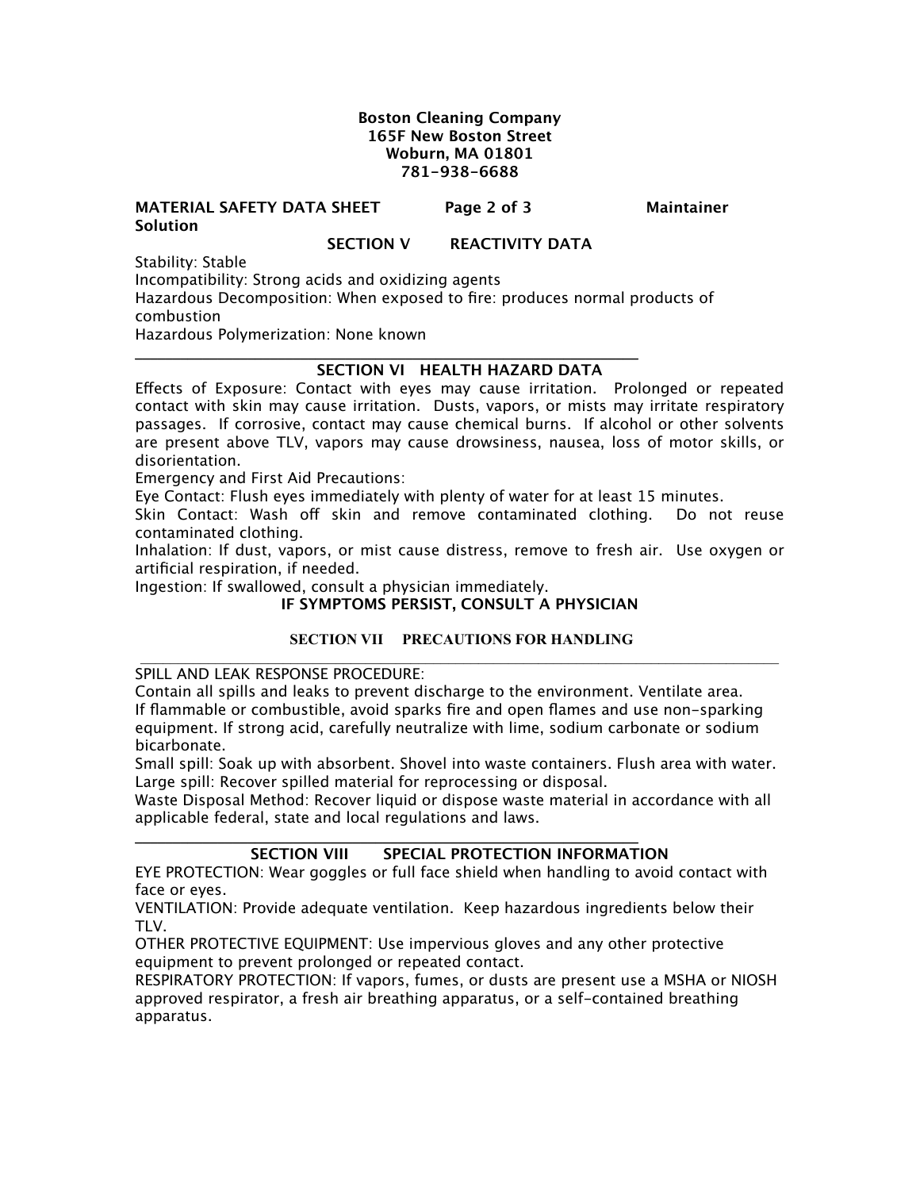**Boston Cleaning Company**
**165F New Boston Street**
**Woburn, MA 01801**
**781-938-6688**

**MATERIAL SAFETY DATA SHEET** **Maintainer Solution**

## SECTION V REACTIVITY DATA

Stability: Stable
Incompatibility: Strong acids and oxidizing agents
Hazardous Decomposition: When exposed to fire: produces normal products of combustion
Hazardous Polymerization: None known

---

## SECTION VI HEALTH HAZARD DATA

Effects of Exposure: Contact with eyes may cause irritation. Prolonged or repeated contact with skin may cause irritation. Dusts, vapors, or mists may irritate respiratory passages. If corrosive, contact may cause chemical burns. If alcohol or other solvents are present above TLV, vapors may cause drowsiness, nausea, loss of motor skills, or disorientation.
Emergency and First Aid Precautions:
Eye Contact: Flush eyes immediately with plenty of water for at least 15 minutes.
Skin Contact: Wash off skin and remove contaminated clothing. Do not reuse contaminated clothing.
Inhalation: If dust, vapors, or mist cause distress, remove to fresh air. Use oxygen or artificial respiration, if needed.
Ingestion: If swallowed, consult a physician immediately.

**IF SYMPTOMS PERSIST, CONSULT A PHYSICIAN**

## SECTION VII PRECAUTIONS FOR HANDLING

---

SPILL AND LEAK RESPONSE PROCEDURE:
Contain all spills and leaks to prevent discharge to the environment. Ventilate area.
If flammable or combustible, avoid sparks fire and open flames and use non-sparking equipment. If strong acid, carefully neutralize with lime, sodium carbonate or sodium bicarbonate.
Small spill: Soak up with absorbent. Shovel into waste containers. Flush area with water.
Large spill: Recover spilled material for reprocessing or disposal.
Waste Disposal Method: Recover liquid or dispose waste material in accordance with all applicable federal, state and local regulations and laws.

---

## SECTION VIII SPECIAL PROTECTION INFORMATION

EYE PROTECTION: Wear goggles or full face shield when handling to avoid contact with face or eyes.
VENTILATION: Provide adequate ventilation. Keep hazardous ingredients below their TLV.
OTHER PROTECTIVE EQUIPMENT: Use impervious gloves and any other protective equipment to prevent prolonged or repeated contact.
RESPIRATORY PROTECTION: If vapors, fumes, or dusts are present use a MSHA or NIOSH approved respirator, a fresh air breathing apparatus, or a self-contained breathing apparatus.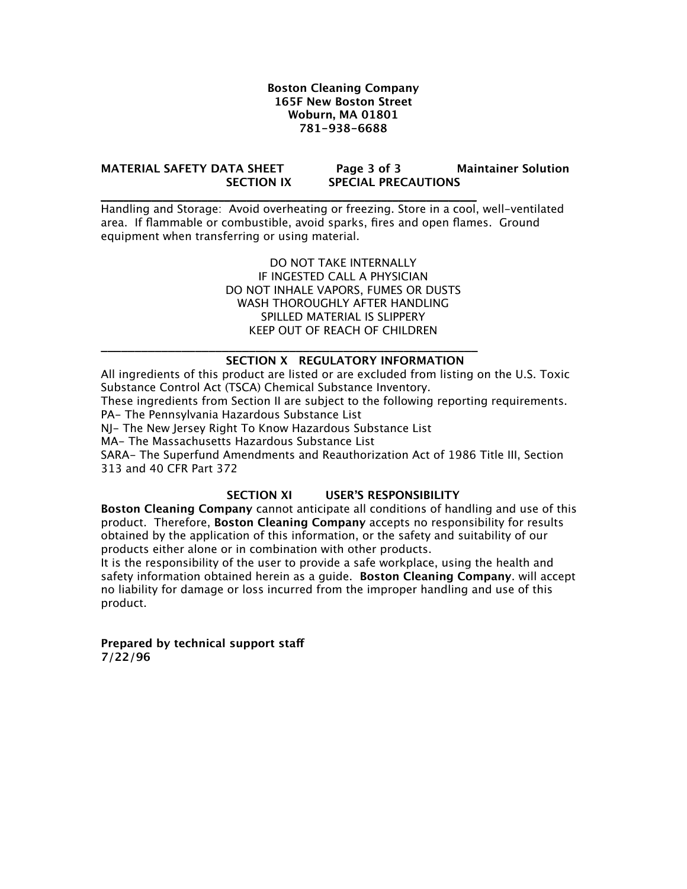**Boston Cleaning Company**
**165F New Boston Street**
**Woburn, MA 01801**
**781-938-6688**

**MATERIAL SAFETY DATA SHEET** **Maintainer Solution**

## SECTION IX SPECIAL PRECAUTIONS

Handling and Storage: Avoid overheating or freezing. Store in a cool, well-ventilated area. If flammable or combustible, avoid sparks, fires and open flames. Ground equipment when transferring or using material.

DO NOT TAKE INTERNALLY
IF INGESTED CALL A PHYSICIAN
DO NOT INHALE VAPORS, FUMES OR DUSTS
WASH THOROUGHLY AFTER HANDLING
SPILLED MATERIAL IS SLIPPERY
KEEP OUT OF REACH OF CHILDREN

## SECTION X REGULATORY INFORMATION

All ingredients of this product are listed or are excluded from listing on the U.S. Toxic Substance Control Act (TSCA) Chemical Substance Inventory.
These ingredients from Section II are subject to the following reporting requirements.
PA- The Pennsylvania Hazardous Substance List
NJ- The New Jersey Right To Know Hazardous Substance List
MA- The Massachusetts Hazardous Substance List
SARA- The Superfund Amendments and Reauthorization Act of 1986 Title III, Section 313 and 40 CFR Part 372

## SECTION XI USER'S RESPONSIBILITY

**Boston Cleaning Company** cannot anticipate all conditions of handling and use of this product. Therefore, **Boston Cleaning Company** accepts no responsibility for results obtained by the application of this information, or the safety and suitability of our products either alone or in combination with other products.
It is the responsibility of the user to provide a safe workplace, using the health and safety information obtained herein as a guide. **Boston Cleaning Company**. will accept no liability for damage or loss incurred from the improper handling and use of this product.

**Prepared by technical support staff**
**7/22/96**